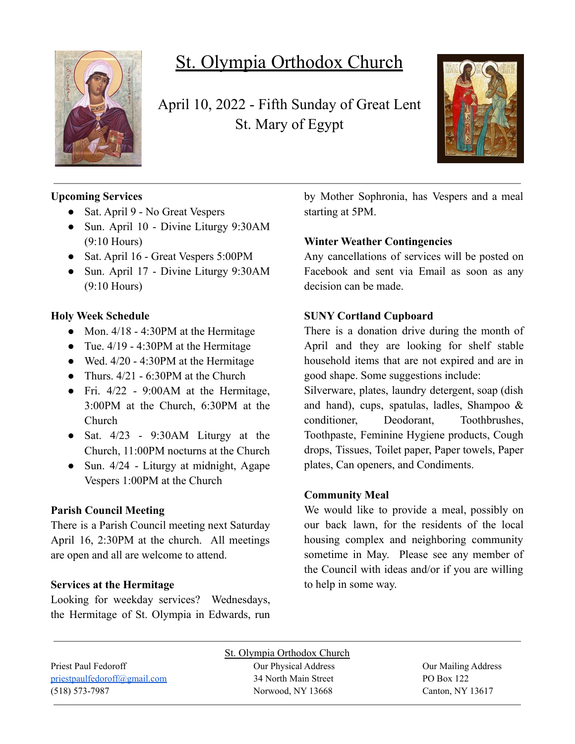# St. Olympia Orthodox Church

April 10, 2022 - Fifth Sunday of Great Lent
St. Mary of Egypt

**Upcoming Services**

- Sat. April 9 - No Great Vespers
- Sun. April 10 - Divine Liturgy 9:30AM (9:10 Hours)
- Sat. April 16 - Great Vespers 5:00PM
- Sun. April 17 - Divine Liturgy 9:30AM (9:10 Hours)

**Holy Week Schedule**

- Mon. 4/18 - 4:30PM at the Hermitage
- Tue. 4/19 - 4:30PM at the Hermitage
- Wed. 4/20 - 4:30PM at the Hermitage
- Thurs. 4/21 - 6:30PM at the Church
- Fri. 4/22 - 9:00AM at the Hermitage, 3:00PM at the Church, 6:30PM at the Church
- Sat. 4/23 - 9:30AM Liturgy at the Church, 11:00PM nocturns at the Church
- Sun. 4/24 - Liturgy at midnight, Agape Vespers 1:00PM at the Church

**Parish Council Meeting**

There is a Parish Council meeting next Saturday April 16, 2:30PM at the church. All meetings are open and all are welcome to attend.

**Services at the Hermitage**

Looking for weekday services? Wednesdays, the Hermitage of St. Olympia in Edwards, run by Mother Sophronia, has Vespers and a meal starting at 5PM.

**Winter Weather Contingencies**

Any cancellations of services will be posted on Facebook and sent via Email as soon as any decision can be made.

**SUNY Cortland Cupboard**

There is a donation drive during the month of April and they are looking for shelf stable household items that are not expired and are in good shape. Some suggestions include: Silverware, plates, laundry detergent, soap (dish and hand), cups, spatulas, ladles, Shampoo & conditioner, Deodorant, Toothbrushes, Toothpaste, Feminine Hygiene products, Cough drops, Tissues, Toilet paper, Paper towels, Paper plates, Can openers, and Condiments.

**Community Meal**

We would like to provide a meal, possibly on our back lawn, for the residents of the local housing complex and neighboring community sometime in May. Please see any member of the Council with ideas and/or if you are willing to help in some way.

St. Olympia Orthodox Church

Priest Paul Fedoroff
priestpaulfedoroff@gmail.com
(518) 573-7987

Our Physical Address
34 North Main Street
Norwood, NY 13668

Our Mailing Address
PO Box 122
Canton, NY 13617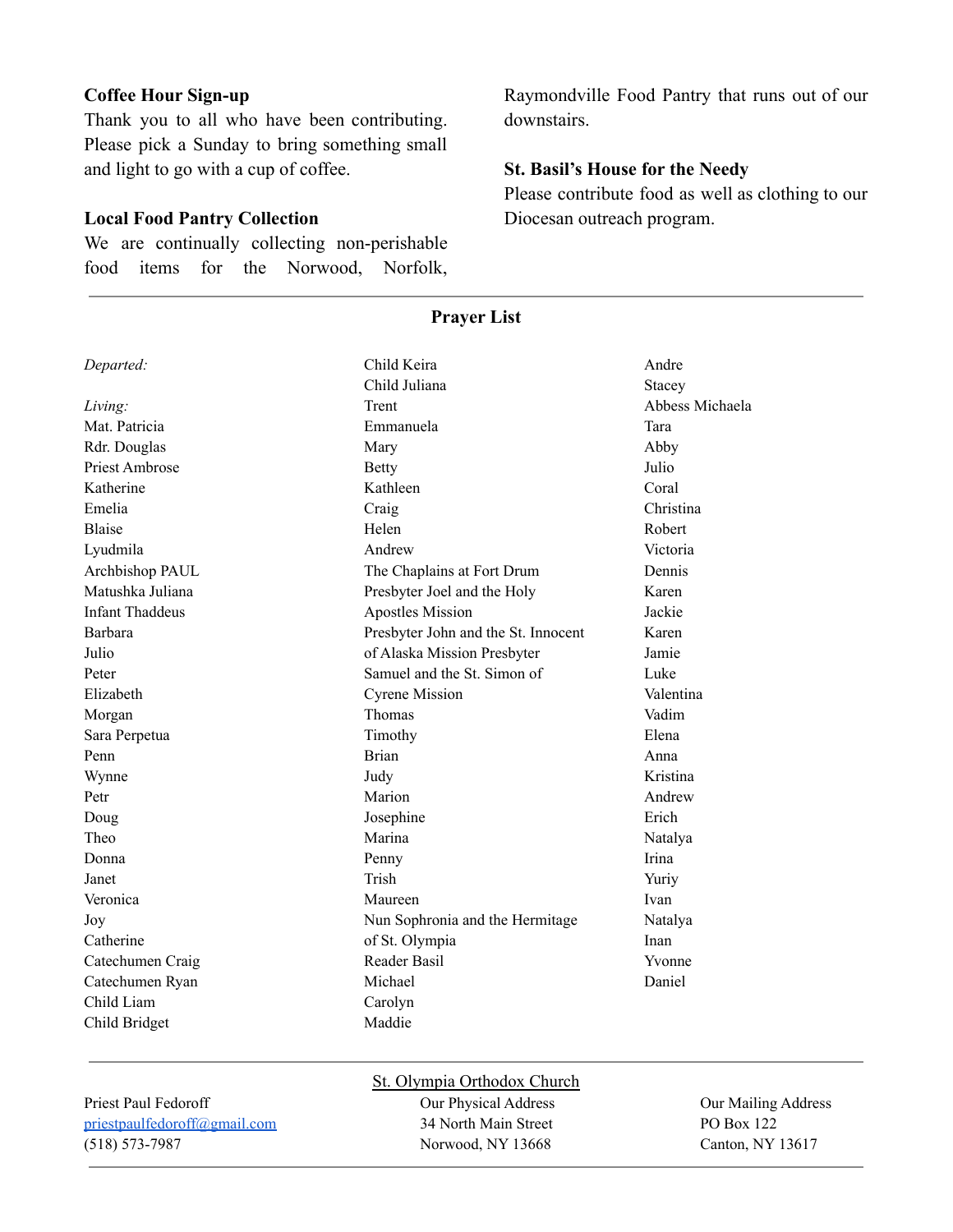**Coffee Hour Sign-up**
Thank you to all who have been contributing. Please pick a Sunday to bring something small and light to go with a cup of coffee.

**Local Food Pantry Collection**
We are continually collecting non-perishable food items for the Norwood, Norfolk, Raymondville Food Pantry that runs out of our downstairs.

**St. Basil's House for the Needy**
Please contribute food as well as clothing to our Diocesan outreach program.

---

## Prayer List

*Departed:*

*Living:*
Mat. Patricia
Rdr. Douglas
Priest Ambrose
Katherine
Emelia
Blaise
Lyudmila
Archbishop PAUL
Matushka Juliana
Infant Thaddeus
Barbara
Julio
Peter
Elizabeth
Morgan
Sara Perpetua
Penn
Wynne
Petr
Doug
Theo
Donna
Janet
Veronica
Joy
Catherine
Catechumen Craig
Catechumen Ryan
Child Liam
Child Bridget
Child Keira
Child Juliana
Trent
Emmanuela
Mary
Betty
Kathleen
Craig
Helen
Andrew
The Chaplains at Fort Drum
Presbyter Joel and the Holy Apostles Mission
Presbyter John and the St. Innocent of Alaska Mission
Presbyter Samuel and the St. Simon of Cyrene Mission
Thomas
Timothy
Brian
Judy
Marion
Josephine
Marina
Penny
Trish
Maureen
Nun Sophronia and the Hermitage of St. Olympia
Reader Basil
Michael
Carolyn
Maddie
Andre
Stacey
Abbess Michaela
Tara
Abby
Julio
Coral
Christina
Robert
Victoria
Dennis
Karen
Jackie
Karen
Jamie
Luke
Valentina
Vadim
Elena
Anna
Kristina
Andrew
Erich
Natalya
Irina
Yuriy
Ivan
Natalya
Inan
Yvonne
Daniel

---

St. Olympia Orthodox Church

Priest Paul Fedoroff
priestpaulfedoroff@gmail.com
(518) 573-7987

Our Physical Address
34 North Main Street
Norwood, NY 13668

Our Mailing Address
PO Box 122
Canton, NY 13617